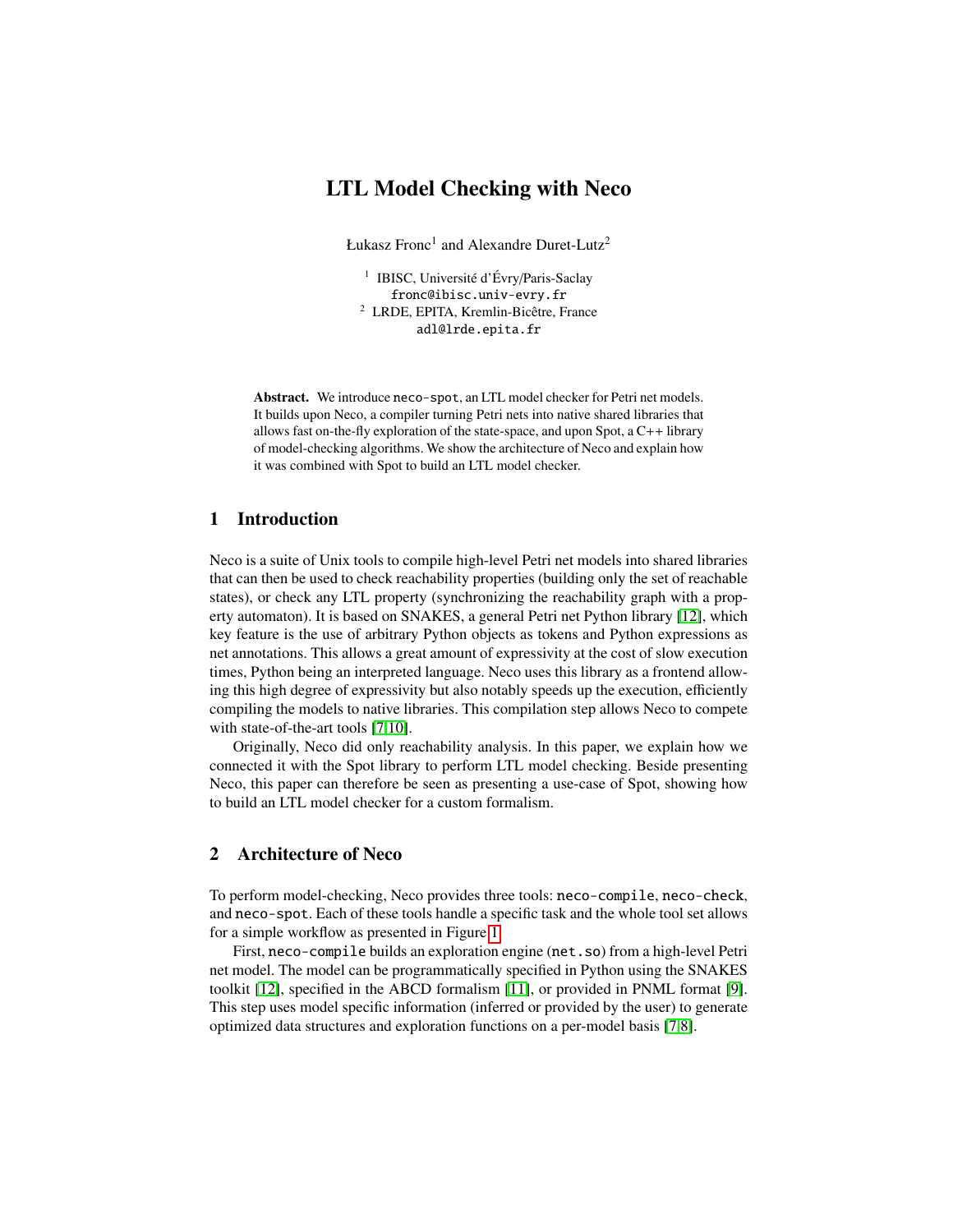# LTL Model Checking with Neco

Łukasz Fronc[1] and Alexandre Duret-Lutz[2]

[1] IBISC, Université d'Évry/Paris-Saclay
fronc@ibisc.univ-evry.fr
[2] LRDE, EPITA, Kremlin-Bicêtre, France
adl@lrde.epita.fr

**Abstract.** We introduce `neco-spot`, an LTL model checker for Petri net models. It builds upon Neco, a compiler turning Petri nets into native shared libraries that allows fast on-the-fly exploration of the state-space, and upon Spot, a C++ library of model-checking algorithms. We show the architecture of Neco and explain how it was combined with Spot to build an LTL model checker.

## 1 Introduction

Neco is a suite of Unix tools to compile high-level Petri net models into shared libraries that can then be used to check reachability properties (building only the set of reachable states), or check any LTL property (synchronizing the reachability graph with a property automaton). It is based on SNAKES, a general Petri net Python library [12], which key feature is the use of arbitrary Python objects as tokens and Python expressions as net annotations. This allows a great amount of expressivity at the cost of slow execution times, Python being an interpreted language. Neco uses this library as a frontend allowing this high degree of expressivity but also notably speeds up the execution, efficiently compiling the models to native libraries. This compilation step allows Neco to compete with state-of-the-art tools [7,10].

Originally, Neco did only reachability analysis. In this paper, we explain how we connected it with the Spot library to perform LTL model checking. Beside presenting Neco, this paper can therefore be seen as presenting a use-case of Spot, showing how to build an LTL model checker for a custom formalism.

## 2 Architecture of Neco

To perform model-checking, Neco provides three tools: `neco-compile`, `neco-check`, and `neco-spot`. Each of these tools handle a specific task and the whole tool set allows for a simple workflow as presented in Figure 1.

First, `neco-compile` builds an exploration engine (`net.so`) from a high-level Petri net model. The model can be programmatically specified in Python using the SNAKES toolkit [12], specified in the ABCD formalism [11], or provided in PNML format [9]. This step uses model specific information (inferred or provided by the user) to generate optimized data structures and exploration functions on a per-model basis [7,8].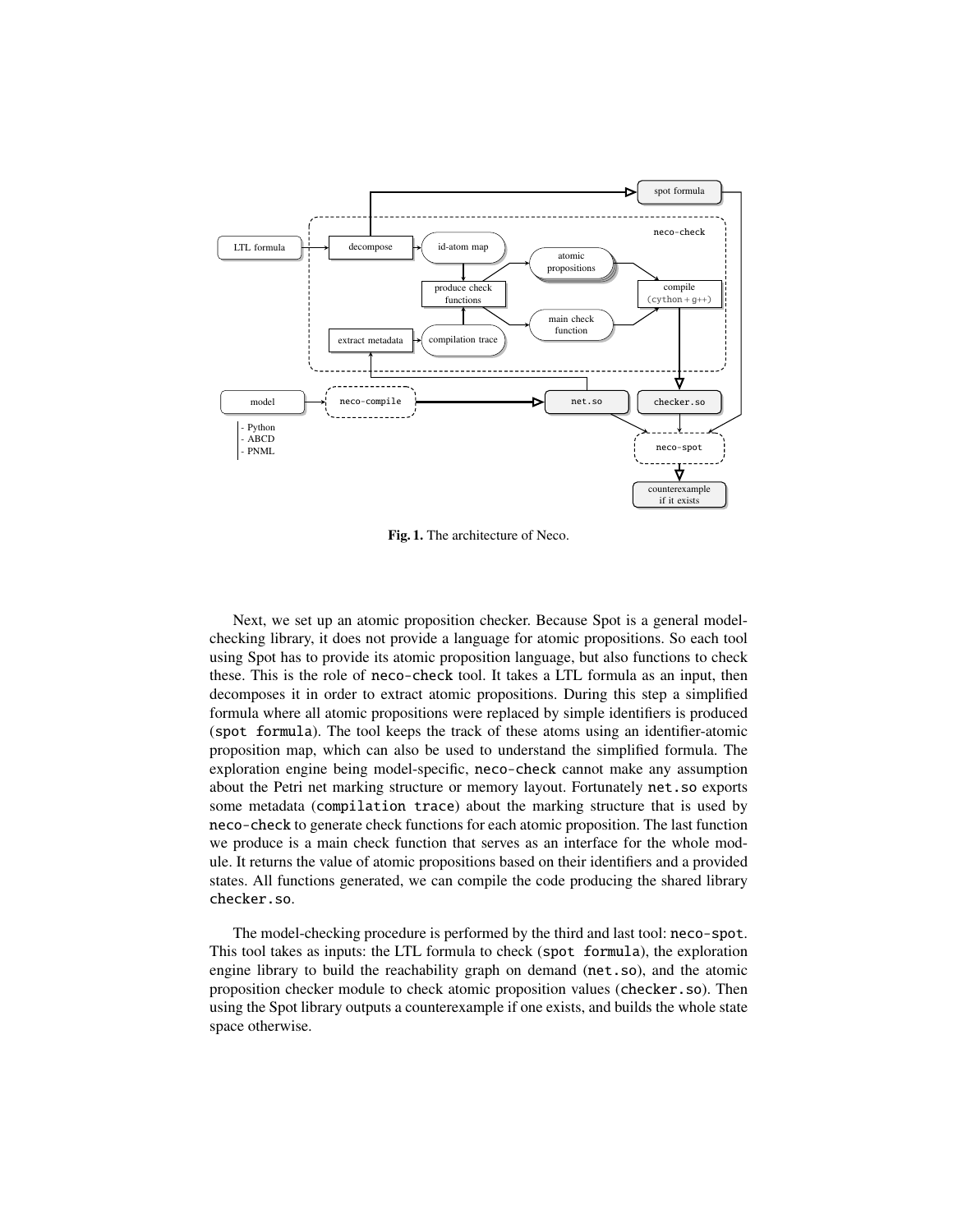LTL formula

decompose

id-atom map

spot formula

neco-check

atomic propositions

produce check functions

compile (cython + g++)

main check function

extract metadata

compilation trace

model

- Python
- ABCD
- PNML

neco-compile

net.so

checker.so

neco-spot

counterexample if it exists

**Fig. 1.** The architecture of Neco.

Next, we set up an atomic proposition checker. Because Spot is a general model-checking library, it does not provide a language for atomic propositions. So each tool using Spot has to provide its atomic proposition language, but also functions to check these. This is the role of `neco-check` tool. It takes a LTL formula as an input, then decomposes it in order to extract atomic propositions. During this step a simplified formula where all atomic propositions were replaced by simple identifiers is produced (`spot formula`). The tool keeps the track of these atoms using an identifier-atomic proposition map, which can also be used to understand the simplified formula. The exploration engine being model-specific, `neco-check` cannot make any assumption about the Petri net marking structure or memory layout. Fortunately `net.so` exports some metadata (`compilation trace`) about the marking structure that is used by `neco-check` to generate check functions for each atomic proposition. The last function we produce is a main check function that serves as an interface for the whole module. It returns the value of atomic propositions based on their identifiers and a provided states. All functions generated, we can compile the code producing the shared library `checker.so`.

The model-checking procedure is performed by the third and last tool: `neco-spot`. This tool takes as inputs: the LTL formula to check (`spot formula`), the exploration engine library to build the reachability graph on demand (`net.so`), and the atomic proposition checker module to check atomic proposition values (`checker.so`). Then using the Spot library outputs a counterexample if one exists, and builds the whole state space otherwise.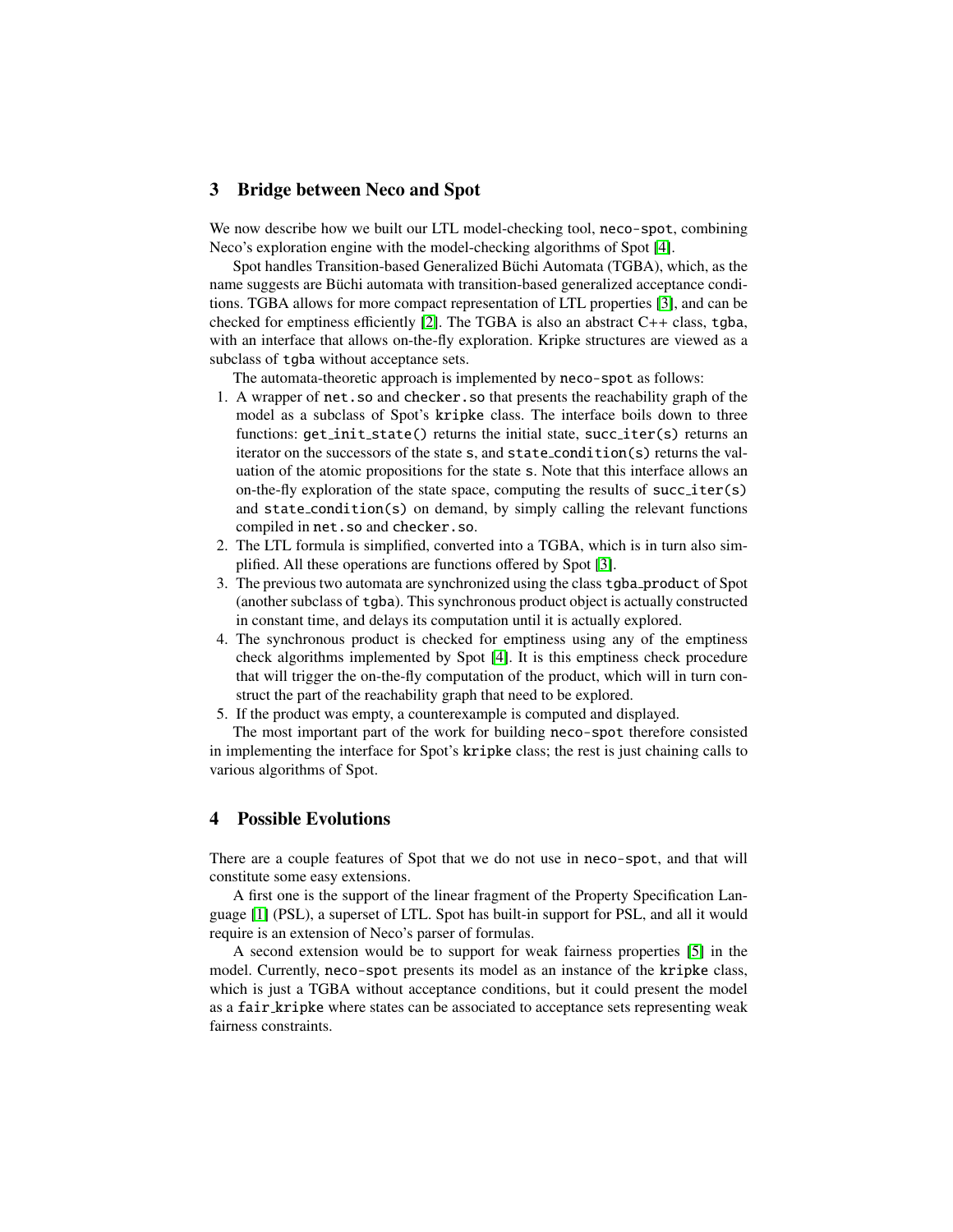## 3 Bridge between Neco and Spot

We now describe how we built our LTL model-checking tool, `neco-spot`, combining Neco's exploration engine with the model-checking algorithms of Spot [4].

Spot handles Transition-based Generalized Büchi Automata (TGBA), which, as the name suggests are Büchi automata with transition-based generalized acceptance conditions. TGBA allows for more compact representation of LTL properties [3], and can be checked for emptiness efficiently [2]. The TGBA is also an abstract C++ class, `tgba`, with an interface that allows on-the-fly exploration. Kripke structures are viewed as a subclass of `tgba` without acceptance sets.

The automata-theoretic approach is implemented by `neco-spot` as follows:

1. A wrapper of `net.so` and `checker.so` that presents the reachability graph of the model as a subclass of Spot's `kripke` class. The interface boils down to three functions: `get_init_state()` returns the initial state, `succ_iter(s)` returns an iterator on the successors of the state `s`, and `state_condition(s)` returns the valuation of the atomic propositions for the state `s`. Note that this interface allows an on-the-fly exploration of the state space, computing the results of `succ_iter(s)` and `state_condition(s)` on demand, by simply calling the relevant functions compiled in `net.so` and `checker.so`.
2. The LTL formula is simplified, converted into a TGBA, which is in turn also simplified. All these operations are functions offered by Spot [3].
3. The previous two automata are synchronized using the class `tgba_product` of Spot (another subclass of `tgba`). This synchronous product object is actually constructed in constant time, and delays its computation until it is actually explored.
4. The synchronous product is checked for emptiness using any of the emptiness check algorithms implemented by Spot [4]. It is this emptiness check procedure that will trigger the on-the-fly computation of the product, which will in turn construct the part of the reachability graph that need to be explored.
5. If the product was empty, a counterexample is computed and displayed.

The most important part of the work for building `neco-spot` therefore consisted in implementing the interface for Spot's `kripke` class; the rest is just chaining calls to various algorithms of Spot.

## 4 Possible Evolutions

There are a couple features of Spot that we do not use in `neco-spot`, and that will constitute some easy extensions.

A first one is the support of the linear fragment of the Property Specification Language [1] (PSL), a superset of LTL. Spot has built-in support for PSL, and all it would require is an extension of Neco's parser of formulas.

A second extension would be to support for weak fairness properties [5] in the model. Currently, `neco-spot` presents its model as an instance of the `kripke` class, which is just a TGBA without acceptance conditions, but it could present the model as a `fair_kripke` where states can be associated to acceptance sets representing weak fairness constraints.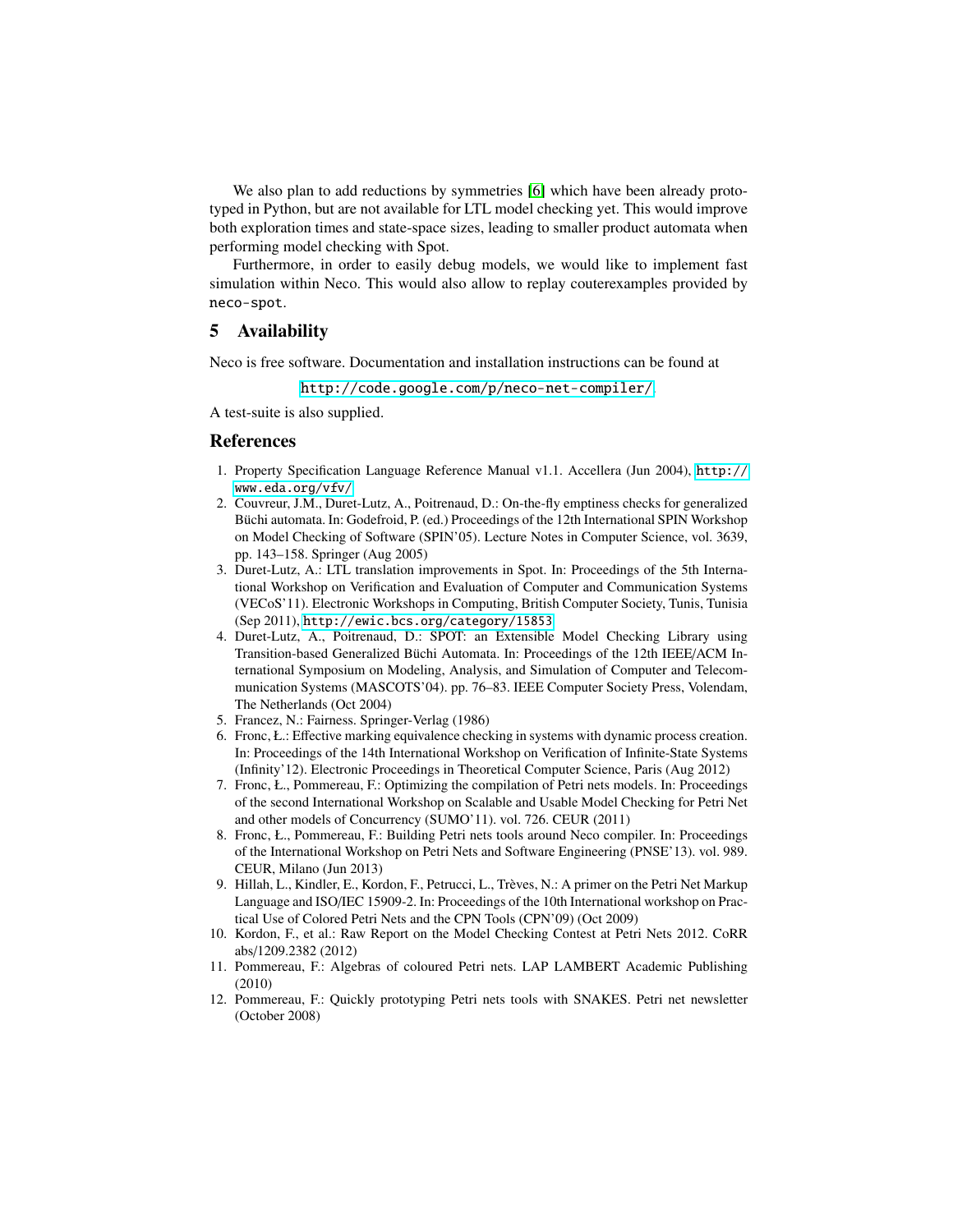We also plan to add reductions by symmetries [6] which have been already prototyped in Python, but are not available for LTL model checking yet. This would improve both exploration times and state-space sizes, leading to smaller product automata when performing model checking with Spot.

Furthermore, in order to easily debug models, we would like to implement fast simulation within Neco. This would also allow to replay couterexamples provided by `neco-spot`.

## 5 Availability

Neco is free software. Documentation and installation instructions can be found at

http://code.google.com/p/neco-net-compiler/

A test-suite is also supplied.

## References

1. Property Specification Language Reference Manual v1.1. Accellera (Jun 2004), http://www.eda.org/vfv/
2. Couvreur, J.M., Duret-Lutz, A., Poitrenaud, D.: On-the-fly emptiness checks for generalized Büchi automata. In: Godefroid, P. (ed.) Proceedings of the 12th International SPIN Workshop on Model Checking of Software (SPIN'05). Lecture Notes in Computer Science, vol. 3639, pp. 143–158. Springer (Aug 2005)
3. Duret-Lutz, A.: LTL translation improvements in Spot. In: Proceedings of the 5th International Workshop on Verification and Evaluation of Computer and Communication Systems (VECoS'11). Electronic Workshops in Computing, British Computer Society, Tunis, Tunisia (Sep 2011), http://ewic.bcs.org/category/15853
4. Duret-Lutz, A., Poitrenaud, D.: SPOT: an Extensible Model Checking Library using Transition-based Generalized Büchi Automata. In: Proceedings of the 12th IEEE/ACM International Symposium on Modeling, Analysis, and Simulation of Computer and Telecommunication Systems (MASCOTS'04). pp. 76–83. IEEE Computer Society Press, Volendam, The Netherlands (Oct 2004)
5. Francez, N.: Fairness. Springer-Verlag (1986)
6. Fronc, Ł.: Effective marking equivalence checking in systems with dynamic process creation. In: Proceedings of the 14th International Workshop on Verification of Infinite-State Systems (Infinity'12). Electronic Proceedings in Theoretical Computer Science, Paris (Aug 2012)
7. Fronc, Ł., Pommereau, F.: Optimizing the compilation of Petri nets models. In: Proceedings of the second International Workshop on Scalable and Usable Model Checking for Petri Net and other models of Concurrency (SUMO'11). vol. 726. CEUR (2011)
8. Fronc, Ł., Pommereau, F.: Building Petri nets tools around Neco compiler. In: Proceedings of the International Workshop on Petri Nets and Software Engineering (PNSE'13). vol. 989. CEUR, Milano (Jun 2013)
9. Hillah, L., Kindler, E., Kordon, F., Petrucci, L., Trèves, N.: A primer on the Petri Net Markup Language and ISO/IEC 15909-2. In: Proceedings of the 10th International workshop on Practical Use of Colored Petri Nets and the CPN Tools (CPN'09) (Oct 2009)
10. Kordon, F., et al.: Raw Report on the Model Checking Contest at Petri Nets 2012. CoRR abs/1209.2382 (2012)
11. Pommereau, F.: Algebras of coloured Petri nets. LAP LAMBERT Academic Publishing (2010)
12. Pommereau, F.: Quickly prototyping Petri nets tools with SNAKES. Petri net newsletter (October 2008)